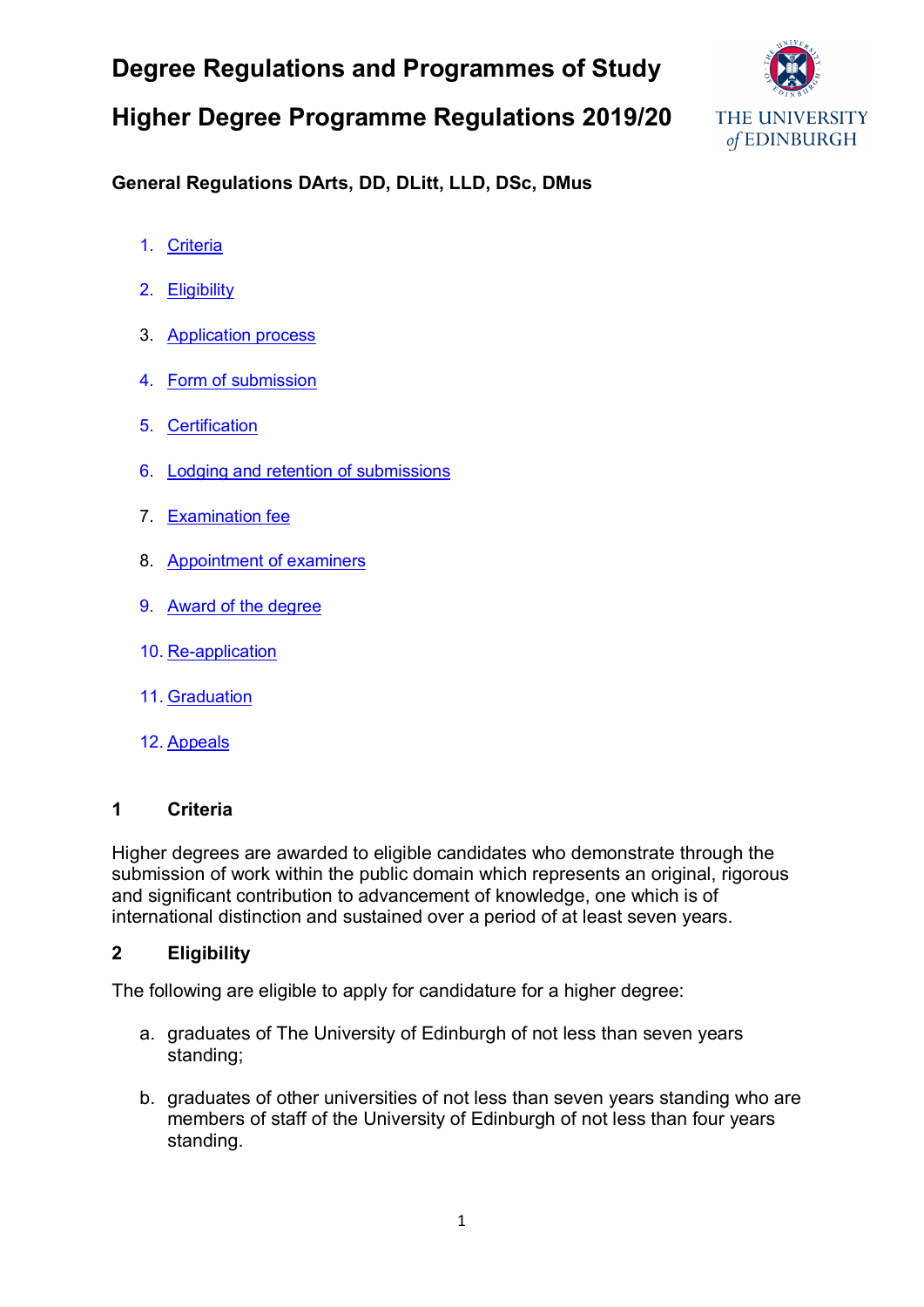# Degree Regulations and Programmes of Study

# Higher Degree Programme Regulations 2019/20

## General Regulations DArts, DD, DLitt, LLD, DSc, DMus

1. Criteria
2. Eligibility
3. Application process
4. Form of submission
5. Certification
6. Lodging and retention of submissions
7. Examination fee
8. Appointment of examiners
9. Award of the degree
10. Re-application
11. Graduation
12. Appeals

### 1 Criteria

Higher degrees are awarded to eligible candidates who demonstrate through the submission of work within the public domain which represents an original, rigorous and significant contribution to advancement of knowledge, one which is of international distinction and sustained over a period of at least seven years.

### 2 Eligibility

The following are eligible to apply for candidature for a higher degree:

a. graduates of The University of Edinburgh of not less than seven years standing;

b. graduates of other universities of not less than seven years standing who are members of staff of the University of Edinburgh of not less than four years standing.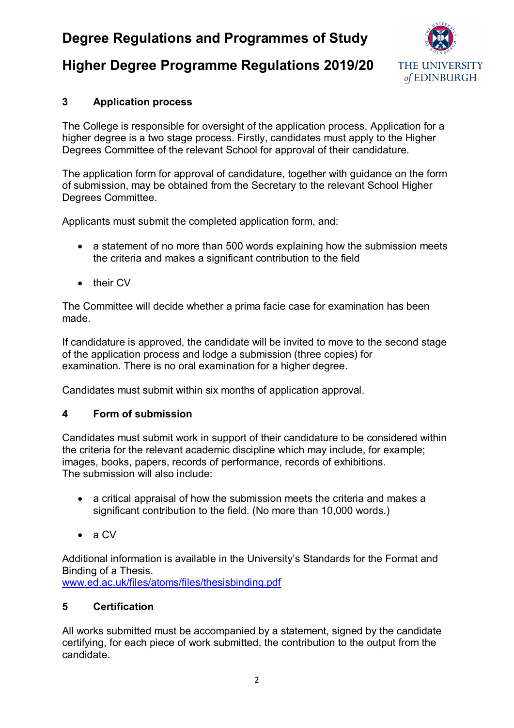## 3 Application process

The College is responsible for oversight of the application process. Application for a higher degree is a two stage process. Firstly, candidates must apply to the Higher Degrees Committee of the relevant School for approval of their candidature.

The application form for approval of candidature, together with guidance on the form of submission, may be obtained from the Secretary to the relevant School Higher Degrees Committee.

Applicants must submit the completed application form, and:

- a statement of no more than 500 words explaining how the submission meets the criteria and makes a significant contribution to the field
- their CV

The Committee will decide whether a prima facie case for examination has been made.

If candidature is approved, the candidate will be invited to move to the second stage of the application process and lodge a submission (three copies) for examination. There is no oral examination for a higher degree.

Candidates must submit within six months of application approval.

## 4 Form of submission

Candidates must submit work in support of their candidature to be considered within the criteria for the relevant academic discipline which may include, for example; images, books, papers, records of performance, records of exhibitions.
The submission will also include:

- a critical appraisal of how the submission meets the criteria and makes a significant contribution to the field. (No more than 10,000 words.)
- a CV

Additional information is available in the University's Standards for the Format and Binding of a Thesis.
[www.ed.ac.uk/files/atoms/files/thesisbinding.pdf](www.ed.ac.uk/files/atoms/files/thesisbinding.pdf)

## 5 Certification

All works submitted must be accompanied by a statement, signed by the candidate certifying, for each piece of work submitted, the contribution to the output from the candidate.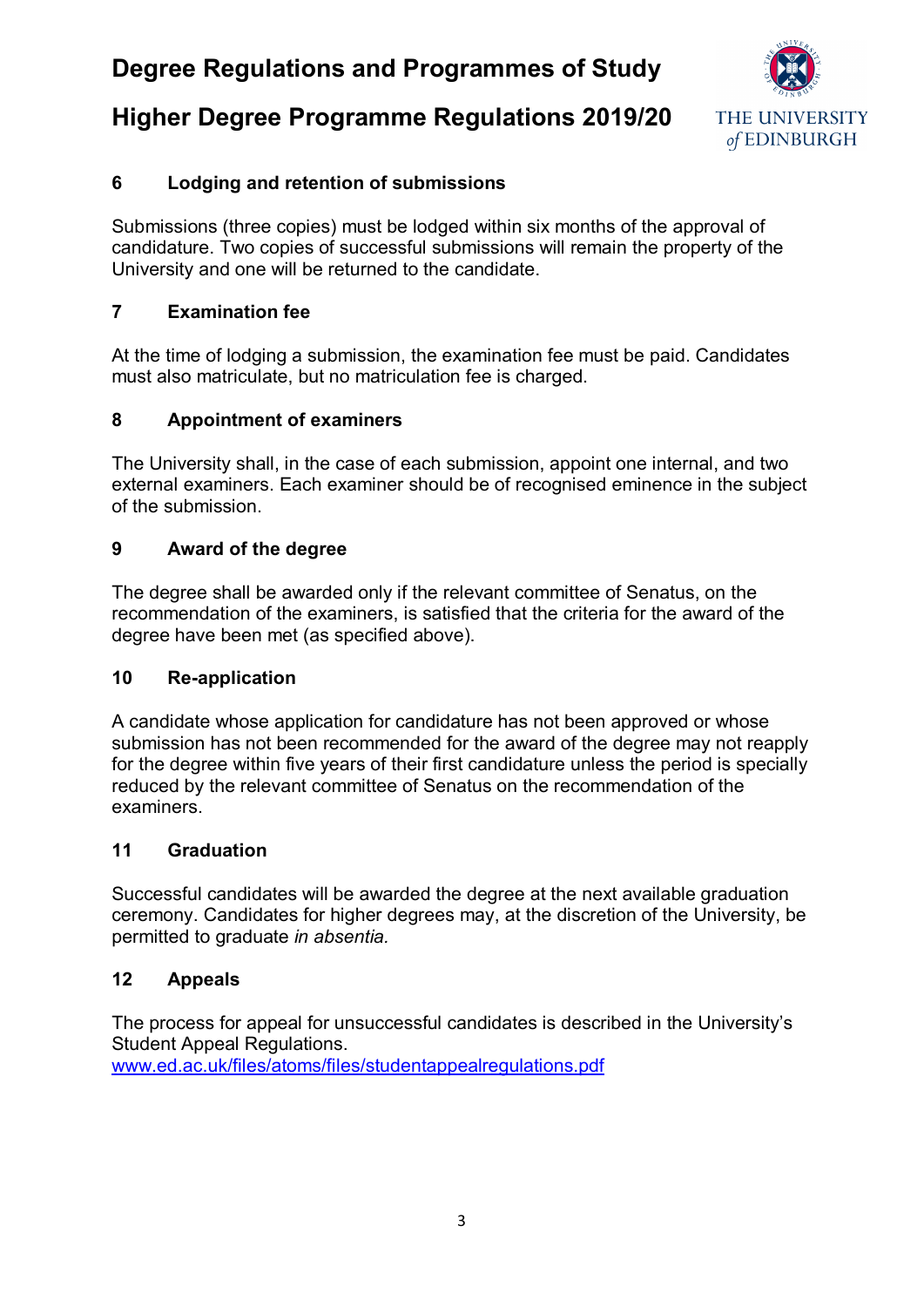## 6 Lodging and retention of submissions

Submissions (three copies) must be lodged within six months of the approval of candidature. Two copies of successful submissions will remain the property of the University and one will be returned to the candidate.

## 7 Examination fee

At the time of lodging a submission, the examination fee must be paid. Candidates must also matriculate, but no matriculation fee is charged.

## 8 Appointment of examiners

The University shall, in the case of each submission, appoint one internal, and two external examiners. Each examiner should be of recognised eminence in the subject of the submission.

## 9 Award of the degree

The degree shall be awarded only if the relevant committee of Senatus, on the recommendation of the examiners, is satisfied that the criteria for the award of the degree have been met (as specified above).

## 10 Re-application

A candidate whose application for candidature has not been approved or whose submission has not been recommended for the award of the degree may not reapply for the degree within five years of their first candidature unless the period is specially reduced by the relevant committee of Senatus on the recommendation of the examiners.

## 11 Graduation

Successful candidates will be awarded the degree at the next available graduation ceremony. Candidates for higher degrees may, at the discretion of the University, be permitted to graduate *in absentia.*

## 12 Appeals

The process for appeal for unsuccessful candidates is described in the University's Student Appeal Regulations.
[www.ed.ac.uk/files/atoms/files/studentappealregulations.pdf](http://www.ed.ac.uk/files/atoms/files/studentappealregulations.pdf)